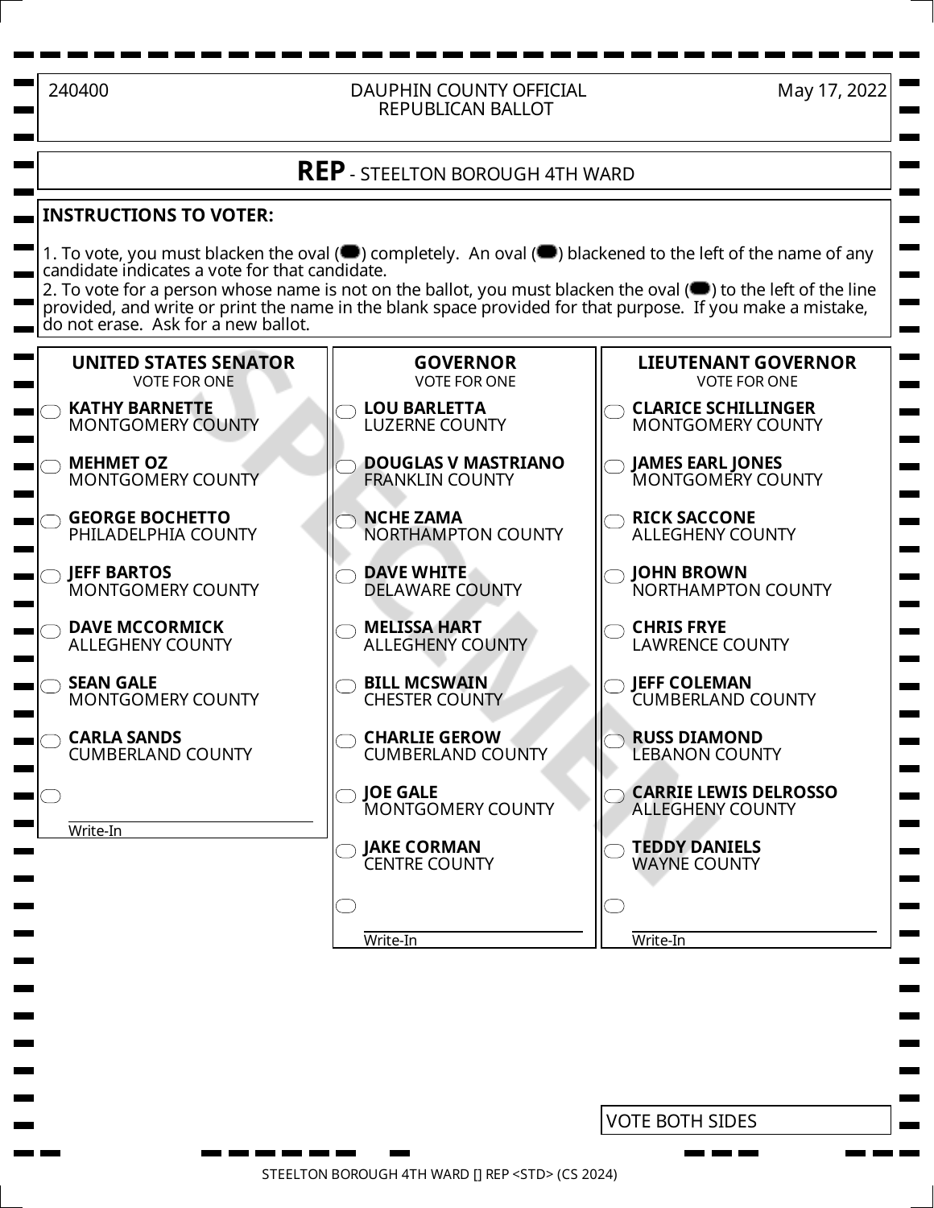240400 | DAUPHIN COUNTY OFFICIAL REPUBLICAN BALLOT | May 17, 2022

# REP - STEELTON BOROUGH 4TH WARD

**INSTRUCTIONS TO VOTER:**

1. To vote, you must blacken the oval (⬬) completely. An oval (⬬) blackened to the left of the name of any candidate indicates a vote for that candidate.
2. To vote for a person whose name is not on the ballot, you must blacken the oval (⬬) to the left of the line provided, and write or print the name in the blank space provided for that purpose. If you make a mistake, do not erase. Ask for a new ballot.

## UNITED STATES SENATOR
VOTE FOR ONE

- **KATHY BARNETTE** MONTGOMERY COUNTY
- **MEHMET OZ** MONTGOMERY COUNTY
- **GEORGE BOCHETTO** PHILADELPHIA COUNTY
- **JEFF BARTOS** MONTGOMERY COUNTY
- **DAVE MCCORMICK** ALLEGHENY COUNTY
- **SEAN GALE** MONTGOMERY COUNTY
- **CARLA SANDS** CUMBERLAND COUNTY
- Write-In

## GOVERNOR
VOTE FOR ONE

- **LOU BARLETTA** LUZERNE COUNTY
- **DOUGLAS V MASTRIANO** FRANKLIN COUNTY
- **NCHE ZAMA** NORTHAMPTON COUNTY
- **DAVE WHITE** DELAWARE COUNTY
- **MELISSA HART** ALLEGHENY COUNTY
- **BILL MCSWAIN** CHESTER COUNTY
- **CHARLIE GEROW** CUMBERLAND COUNTY
- **JOE GALE** MONTGOMERY COUNTY
- **JAKE CORMAN** CENTRE COUNTY
- Write-In

## LIEUTENANT GOVERNOR
VOTE FOR ONE

- **CLARICE SCHILLINGER** MONTGOMERY COUNTY
- **JAMES EARL JONES** MONTGOMERY COUNTY
- **RICK SACCONE** ALLEGHENY COUNTY
- **JOHN BROWN** NORTHAMPTON COUNTY
- **CHRIS FRYE** LAWRENCE COUNTY
- **JEFF COLEMAN** CUMBERLAND COUNTY
- **RUSS DIAMOND** LEBANON COUNTY
- **CARRIE LEWIS DELROSSO** ALLEGHENY COUNTY
- **TEDDY DANIELS** WAYNE COUNTY
- Write-In

VOTE BOTH SIDES

STEELTON BOROUGH 4TH WARD [] REP <STD> (CS 2024)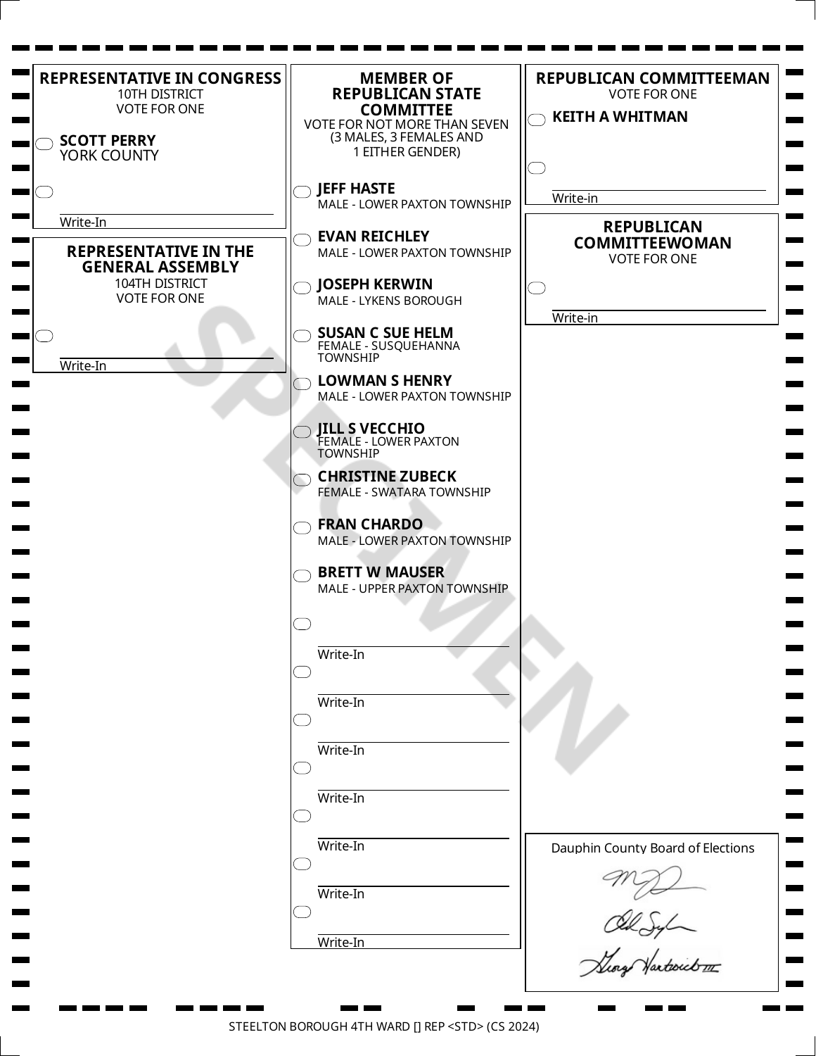## REPRESENTATIVE IN CONGRESS

10TH DISTRICT
VOTE FOR ONE

- **SCOTT PERRY**
  YORK COUNTY
- Write-In

## REPRESENTATIVE IN THE GENERAL ASSEMBLY

104TH DISTRICT
VOTE FOR ONE

- Write-In

## MEMBER OF REPUBLICAN STATE COMMITTEE

VOTE FOR NOT MORE THAN SEVEN
(3 MALES, 3 FEMALES AND
1 EITHER GENDER)

- **JEFF HASTE**
  MALE - LOWER PAXTON TOWNSHIP
- **EVAN REICHLEY**
  MALE - LOWER PAXTON TOWNSHIP
- **JOSEPH KERWIN**
  MALE - LYKENS BOROUGH
- **SUSAN C SUE HELM**
  FEMALE - SUSQUEHANNA TOWNSHIP
- **LOWMAN S HENRY**
  MALE - LOWER PAXTON TOWNSHIP
- **JILL S VECCHIO**
  FEMALE - LOWER PAXTON TOWNSHIP
- **CHRISTINE ZUBECK**
  FEMALE - SWATARA TOWNSHIP
- **FRAN CHARDO**
  MALE - LOWER PAXTON TOWNSHIP
- **BRETT W MAUSER**
  MALE - UPPER PAXTON TOWNSHIP
- Write-In
- Write-In
- Write-In
- Write-In
- Write-In
- Write-In
- Write-In

## REPUBLICAN COMMITTEEMAN

VOTE FOR ONE

- **KEITH A WHITMAN**
- Write-in

## REPUBLICAN COMMITTEEWOMAN

VOTE FOR ONE

- Write-in

Dauphin County Board of Elections

STEELTON BOROUGH 4TH WARD [] REP <STD> (CS 2024)